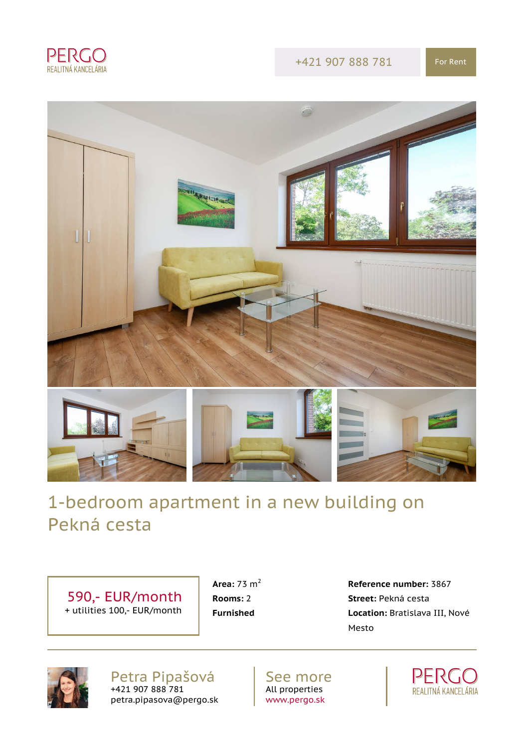PERGO
REALITNÁ KANCELÁRIA

+421 907 888 781

For Rent

# 1-bedroom apartment in a new building on Pekná cesta

**590,- EUR/month**
+ utilities 100,- EUR/month

**Area:** 73 m$^2$
**Rooms:** 2
**Furnished**

**Reference number:** 3867
**Street:** Pekná cesta
**Location:** Bratislava III, Nové Mesto

---

Petra Pipašová
+421 907 888 781
petra.pipasova@pergo.sk

See more
All properties
www.pergo.sk

PERGO
REALITNÁ KANCELÁRIA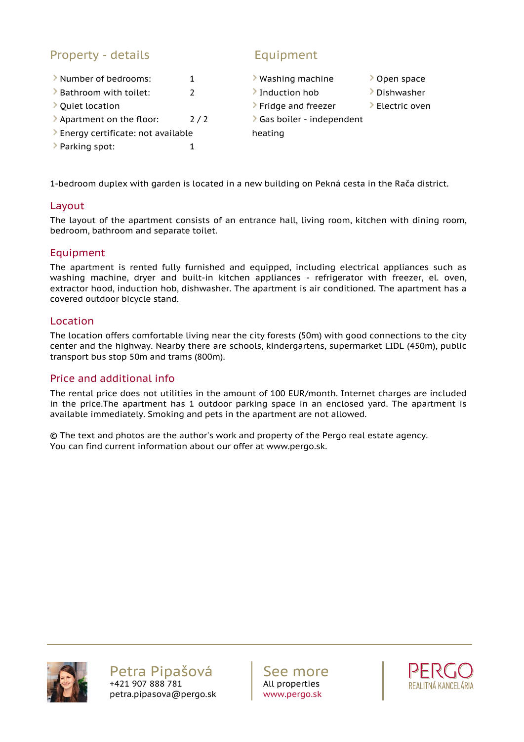## Property - details

- Number of bedrooms: 1
- Bathroom with toilet: 2
- Quiet location
- Apartment on the floor: 2 / 2
- Energy certificate: not available
- Parking spot: 1

## Equipment

- Washing machine
- Induction hob
- Fridge and freezer
- Gas boiler - independent heating
- Open space
- Dishwasher
- Electric oven

1-bedroom duplex with garden is located in a new building on Pekná cesta in the Rača district.

### Layout

The layout of the apartment consists of an entrance hall, living room, kitchen with dining room, bedroom, bathroom and separate toilet.

### Equipment

The apartment is rented fully furnished and equipped, including electrical appliances such as washing machine, dryer and built-in kitchen appliances - refrigerator with freezer, el. oven, extractor hood, induction hob, dishwasher. The apartment is air conditioned. The apartment has a covered outdoor bicycle stand.

### Location

The location offers comfortable living near the city forests (50m) with good connections to the city center and the highway. Nearby there are schools, kindergartens, supermarket LIDL (450m), public transport bus stop 50m and trams (800m).

### Price and additional info

The rental price does not utilities in the amount of 100 EUR/month. Internet charges are included in the price.The apartment has 1 outdoor parking space in an enclosed yard. The apartment is available immediately. Smoking and pets in the apartment are not allowed.

© The text and photos are the author's work and property of the Pergo real estate agency.
You can find current information about our offer at www.pergo.sk.

Petra Pipašová
+421 907 888 781
petra.pipasova@pergo.sk

See more
All properties
www.pergo.sk

PERGO
REALITNÁ KANCELÁRIA